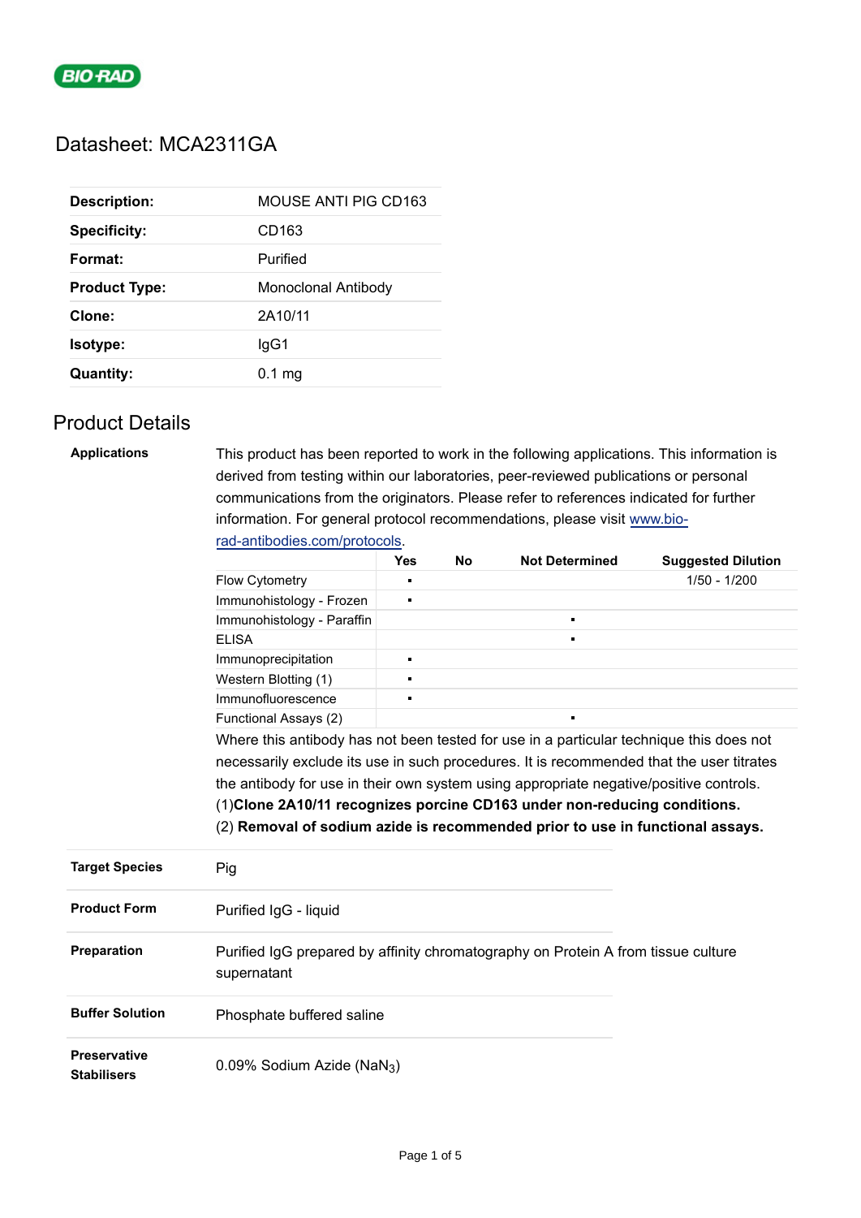# Datasheet: MCA2311GA

| | |
|---|---|
| **Description:** | MOUSE ANTI PIG CD163 |
| **Specificity:** | CD163 |
| **Format:** | Purified |
| **Product Type:** | Monoclonal Antibody |
| **Clone:** | 2A10/11 |
| **Isotype:** | IgG1 |
| **Quantity:** | 0.1 mg |

## Product Details

**Applications**

This product has been reported to work in the following applications. This information is derived from testing within our laboratories, peer-reviewed publications or personal communications from the originators. Please refer to references indicated for further information. For general protocol recommendations, please visit www.bio-rad-antibodies.com/protocols.

| | Yes | No | Not Determined | Suggested Dilution |
|---|---|---|---|---|
| Flow Cytometry | ▪ | | | 1/50 - 1/200 |
| Immunohistology - Frozen | ▪ | | | |
| Immunohistology - Paraffin | | | ▪ | |
| ELISA | | | ▪ | |
| Immunoprecipitation | ▪ | | | |
| Western Blotting (1) | ▪ | | | |
| Immunofluorescence | ▪ | | | |
| Functional Assays (2) | | | ▪ | |

Where this antibody has not been tested for use in a particular technique this does not necessarily exclude its use in such procedures. It is recommended that the user titrates the antibody for use in their own system using appropriate negative/positive controls.

(1)**Clone 2A10/11 recognizes porcine CD163 under non-reducing conditions.**

(2) **Removal of sodium azide is recommended prior to use in functional assays.**

| | |
|---|---|
| **Target Species** | Pig |
| **Product Form** | Purified IgG - liquid |
| **Preparation** | Purified IgG prepared by affinity chromatography on Protein A from tissue culture supernatant |
| **Buffer Solution** | Phosphate buffered saline |
| **Preservative Stabilisers** | 0.09% Sodium Azide ($NaN_3$) |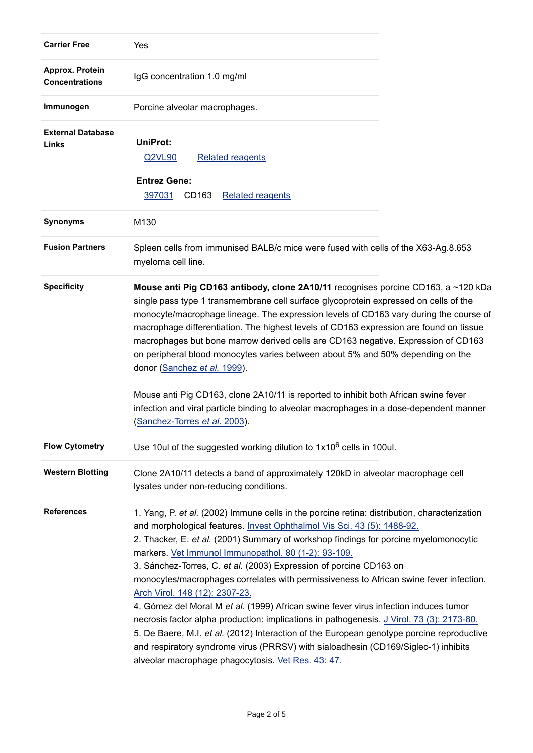| | |
|---|---|
| **Carrier Free** | Yes |
| **Approx. Protein Concentrations** | IgG concentration 1.0 mg/ml |
| **Immunogen** | Porcine alveolar macrophages. |
| **External Database Links** | **UniProt:**<br>Q2VL90 Related reagents<br>**Entrez Gene:**<br>397031 CD163 Related reagents |
| **Synonyms** | M130 |
| **Fusion Partners** | Spleen cells from immunised BALB/c mice were fused with cells of the X63-Ag.8.653 myeloma cell line. |
| **Specificity** | **Mouse anti Pig CD163 antibody, clone 2A10/11** recognises porcine CD163, a ~120 kDa single pass type 1 transmembrane cell surface glycoprotein expressed on cells of the monocyte/macrophage lineage. The expression levels of CD163 vary during the course of macrophage differentiation. The highest levels of CD163 expression are found on tissue macrophages but bone marrow derived cells are CD163 negative. Expression of CD163 on peripheral blood monocytes varies between about 5% and 50% depending on the donor (Sanchez *et al.* 1999).<br><br>Mouse anti Pig CD163, clone 2A10/11 is reported to inhibit both African swine fever infection and viral particle binding to alveolar macrophages in a dose-dependent manner (Sanchez-Torres *et al.* 2003). |
| **Flow Cytometry** | Use 10ul of the suggested working dilution to $1x10^6$ cells in 100ul. |
| **Western Blotting** | Clone 2A10/11 detects a band of approximately 120kD in alveolar macrophage cell lysates under non-reducing conditions. |
| **References** | 1. Yang, P. *et al.* (2002) Immune cells in the porcine retina: distribution, characterization and morphological features. Invest Ophthalmol Vis Sci. 43 (5): 1488-92.<br>2. Thacker, E. *et al.* (2001) Summary of workshop findings for porcine myelomonocytic markers. Vet Immunol Immunopathol. 80 (1-2): 93-109.<br>3. Sánchez-Torres, C. *et al.* (2003) Expression of porcine CD163 on monocytes/macrophages correlates with permissiveness to African swine fever infection. Arch Virol. 148 (12): 2307-23.<br>4. Gómez del Moral M *et al.* (1999) African swine fever virus infection induces tumor necrosis factor alpha production: implications in pathogenesis. J Virol. 73 (3): 2173-80.<br>5. De Baere, M.I. *et al.* (2012) Interaction of the European genotype porcine reproductive and respiratory syndrome virus (PRRSV) with sialoadhesin (CD169/Siglec-1) inhibits alveolar macrophage phagocytosis. Vet Res. 43: 47. |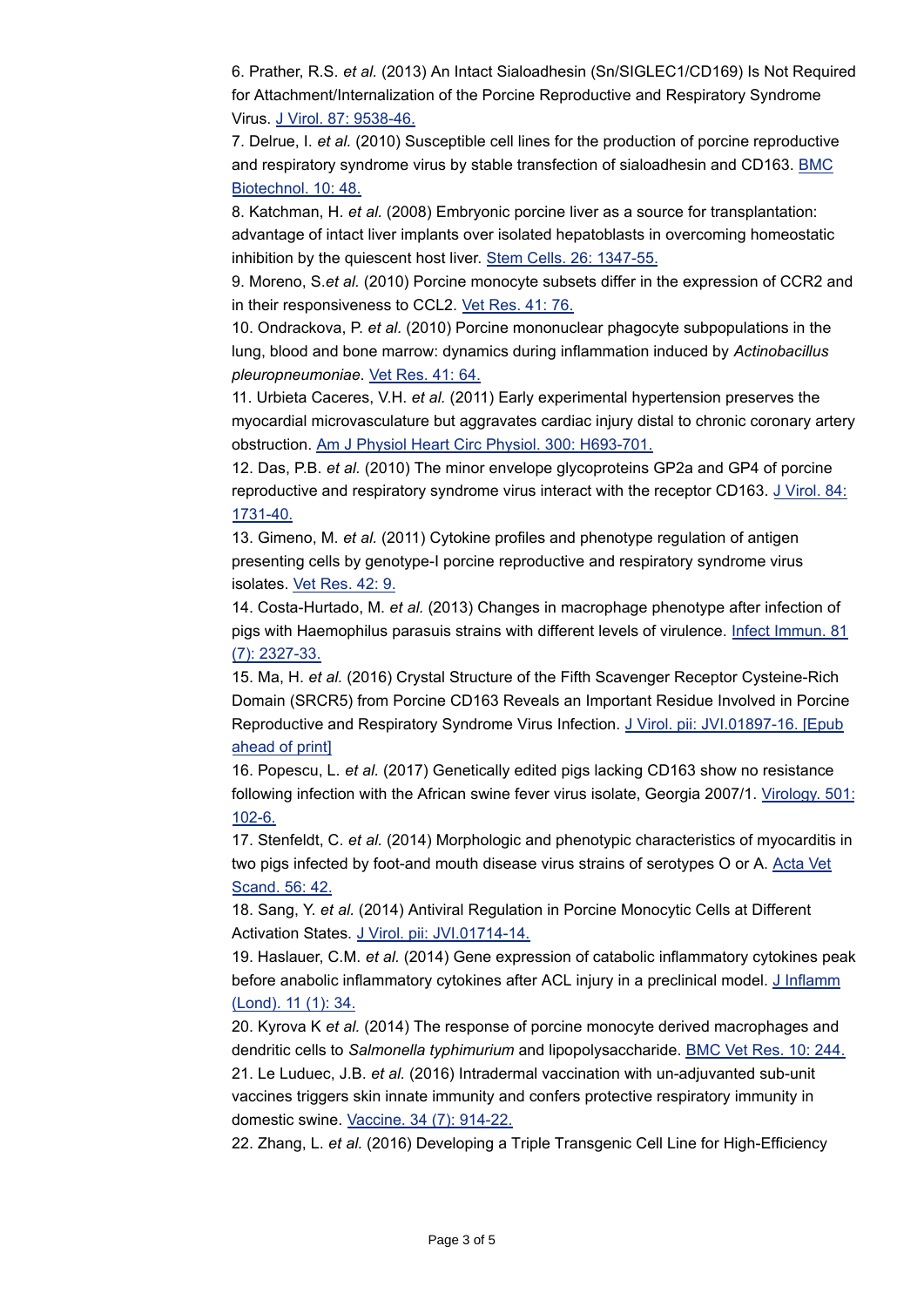6. Prather, R.S. *et al.* (2013) An Intact Sialoadhesin (Sn/SIGLEC1/CD169) Is Not Required for Attachment/Internalization of the Porcine Reproductive and Respiratory Syndrome Virus. J Virol. 87: 9538-46.

7. Delrue, I. *et al.* (2010) Susceptible cell lines for the production of porcine reproductive and respiratory syndrome virus by stable transfection of sialoadhesin and CD163. BMC Biotechnol. 10: 48.

8. Katchman, H. *et al.* (2008) Embryonic porcine liver as a source for transplantation: advantage of intact liver implants over isolated hepatoblasts in overcoming homeostatic inhibition by the quiescent host liver. Stem Cells. 26: 1347-55.

9. Moreno, S.*et al.* (2010) Porcine monocyte subsets differ in the expression of CCR2 and in their responsiveness to CCL2. Vet Res. 41: 76.

10. Ondrackova, P. *et al.* (2010) Porcine mononuclear phagocyte subpopulations in the lung, blood and bone marrow: dynamics during inflammation induced by *Actinobacillus pleuropneumoniae*. Vet Res. 41: 64.

11. Urbieta Caceres, V.H. *et al.* (2011) Early experimental hypertension preserves the myocardial microvasculature but aggravates cardiac injury distal to chronic coronary artery obstruction. Am J Physiol Heart Circ Physiol. 300: H693-701.

12. Das, P.B. *et al.* (2010) The minor envelope glycoproteins GP2a and GP4 of porcine reproductive and respiratory syndrome virus interact with the receptor CD163. J Virol. 84: 1731-40.

13. Gimeno, M. *et al.* (2011) Cytokine profiles and phenotype regulation of antigen presenting cells by genotype-I porcine reproductive and respiratory syndrome virus isolates. Vet Res. 42: 9.

14. Costa-Hurtado, M. *et al.* (2013) Changes in macrophage phenotype after infection of pigs with Haemophilus parasuis strains with different levels of virulence. Infect Immun. 81 (7): 2327-33.

15. Ma, H. *et al.* (2016) Crystal Structure of the Fifth Scavenger Receptor Cysteine-Rich Domain (SRCR5) from Porcine CD163 Reveals an Important Residue Involved in Porcine Reproductive and Respiratory Syndrome Virus Infection. J Virol. pii: JVI.01897-16. [Epub ahead of print]

16. Popescu, L. *et al.* (2017) Genetically edited pigs lacking CD163 show no resistance following infection with the African swine fever virus isolate, Georgia 2007/1. Virology. 501: 102-6.

17. Stenfeldt, C. *et al.* (2014) Morphologic and phenotypic characteristics of myocarditis in two pigs infected by foot-and mouth disease virus strains of serotypes O or A. Acta Vet Scand. 56: 42.

18. Sang, Y. *et al.* (2014) Antiviral Regulation in Porcine Monocytic Cells at Different Activation States. J Virol. pii: JVI.01714-14.

19. Haslauer, C.M. *et al.* (2014) Gene expression of catabolic inflammatory cytokines peak before anabolic inflammatory cytokines after ACL injury in a preclinical model. J Inflamm (Lond). 11 (1): 34.

20. Kyrova K *et al.* (2014) The response of porcine monocyte derived macrophages and dendritic cells to *Salmonella typhimurium* and lipopolysaccharide. BMC Vet Res. 10: 244.

21. Le Luduec, J.B. *et al.* (2016) Intradermal vaccination with un-adjuvanted sub-unit vaccines triggers skin innate immunity and confers protective respiratory immunity in domestic swine. Vaccine. 34 (7): 914-22.

22. Zhang, L. *et al.* (2016) Developing a Triple Transgenic Cell Line for High-Efficiency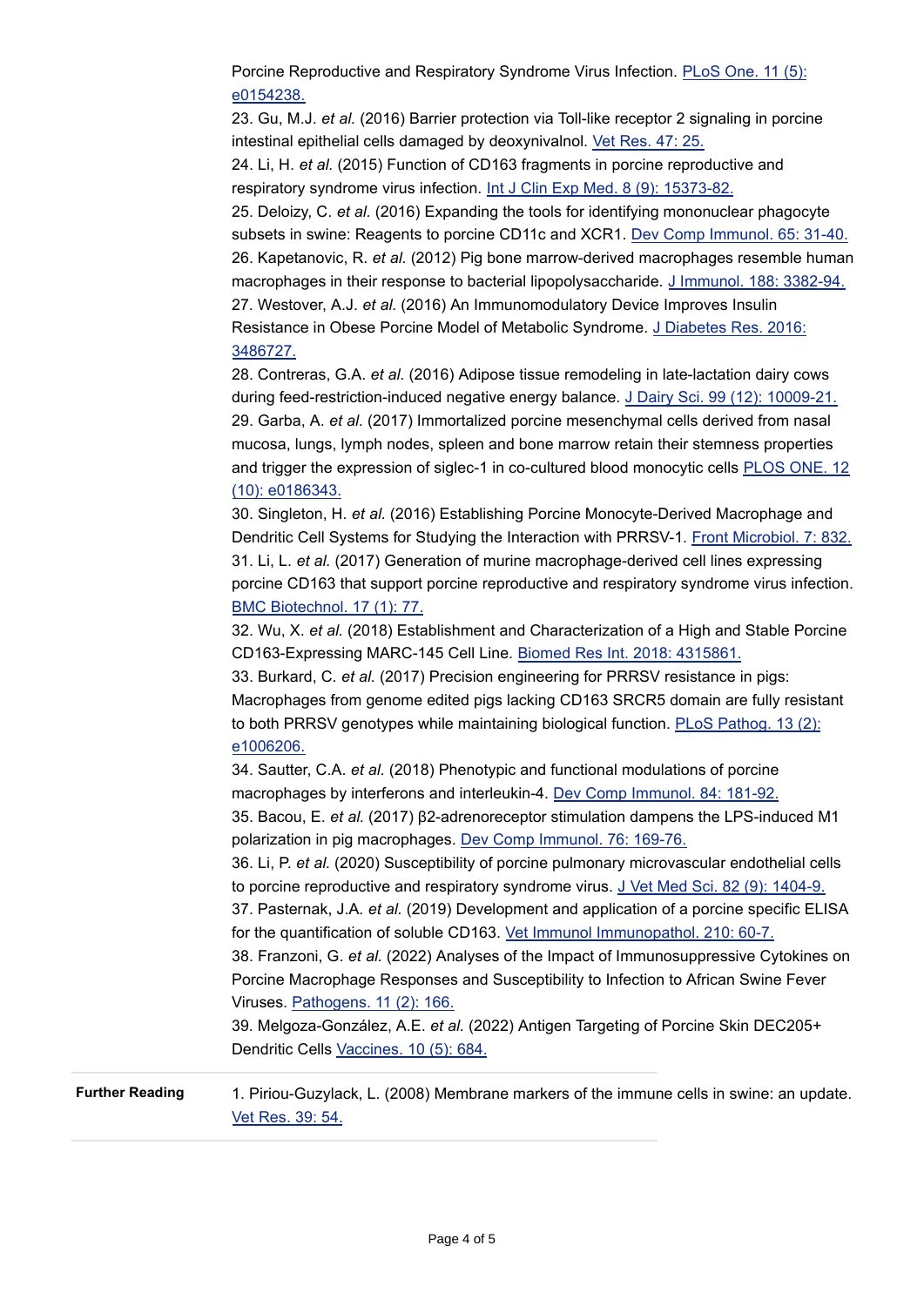Porcine Reproductive and Respiratory Syndrome Virus Infection. PLoS One. 11 (5): e0154238.

23. Gu, M.J. *et al.* (2016) Barrier protection via Toll-like receptor 2 signaling in porcine intestinal epithelial cells damaged by deoxynivalnol. Vet Res. 47: 25.

24. Li, H. *et al.* (2015) Function of CD163 fragments in porcine reproductive and respiratory syndrome virus infection. Int J Clin Exp Med. 8 (9): 15373-82.

25. Deloizy, C. *et al.* (2016) Expanding the tools for identifying mononuclear phagocyte subsets in swine: Reagents to porcine CD11c and XCR1. Dev Comp Immunol. 65: 31-40.

26. Kapetanovic, R. *et al.* (2012) Pig bone marrow-derived macrophages resemble human macrophages in their response to bacterial lipopolysaccharide. J Immunol. 188: 3382-94.

27. Westover, A.J. *et al.* (2016) An Immunomodulatory Device Improves Insulin Resistance in Obese Porcine Model of Metabolic Syndrome. J Diabetes Res. 2016: 3486727.

28. Contreras, G.A. *et al.* (2016) Adipose tissue remodeling in late-lactation dairy cows during feed-restriction-induced negative energy balance. J Dairy Sci. 99 (12): 10009-21.

29. Garba, A. *et al.* (2017) Immortalized porcine mesenchymal cells derived from nasal mucosa, lungs, lymph nodes, spleen and bone marrow retain their stemness properties and trigger the expression of siglec-1 in co-cultured blood monocytic cells PLOS ONE. 12 (10): e0186343.

30. Singleton, H. *et al.* (2016) Establishing Porcine Monocyte-Derived Macrophage and Dendritic Cell Systems for Studying the Interaction with PRRSV-1. Front Microbiol. 7: 832.

31. Li, L. *et al.* (2017) Generation of murine macrophage-derived cell lines expressing porcine CD163 that support porcine reproductive and respiratory syndrome virus infection. BMC Biotechnol. 17 (1): 77.

32. Wu, X. *et al.* (2018) Establishment and Characterization of a High and Stable Porcine CD163-Expressing MARC-145 Cell Line. Biomed Res Int. 2018: 4315861.

33. Burkard, C. *et al.* (2017) Precision engineering for PRRSV resistance in pigs: Macrophages from genome edited pigs lacking CD163 SRCR5 domain are fully resistant to both PRRSV genotypes while maintaining biological function. PLoS Pathog. 13 (2): e1006206.

34. Sautter, C.A. *et al.* (2018) Phenotypic and functional modulations of porcine macrophages by interferons and interleukin-4. Dev Comp Immunol. 84: 181-92.

35. Bacou, E. *et al.* (2017) β2-adrenoreceptor stimulation dampens the LPS-induced M1 polarization in pig macrophages. Dev Comp Immunol. 76: 169-76.

36. Li, P. *et al.* (2020) Susceptibility of porcine pulmonary microvascular endothelial cells to porcine reproductive and respiratory syndrome virus. J Vet Med Sci. 82 (9): 1404-9.

37. Pasternak, J.A. *et al.* (2019) Development and application of a porcine specific ELISA for the quantification of soluble CD163. Vet Immunol Immunopathol. 210: 60-7.

38. Franzoni, G. *et al.* (2022) Analyses of the Impact of Immunosuppressive Cytokines on Porcine Macrophage Responses and Susceptibility to Infection to African Swine Fever Viruses. Pathogens. 11 (2): 166.

39. Melgoza-González, A.E. *et al.* (2022) Antigen Targeting of Porcine Skin DEC205+ Dendritic Cells Vaccines. 10 (5): 684.

**Further Reading**

1. Piriou-Guzylack, L. (2008) Membrane markers of the immune cells in swine: an update. Vet Res. 39: 54.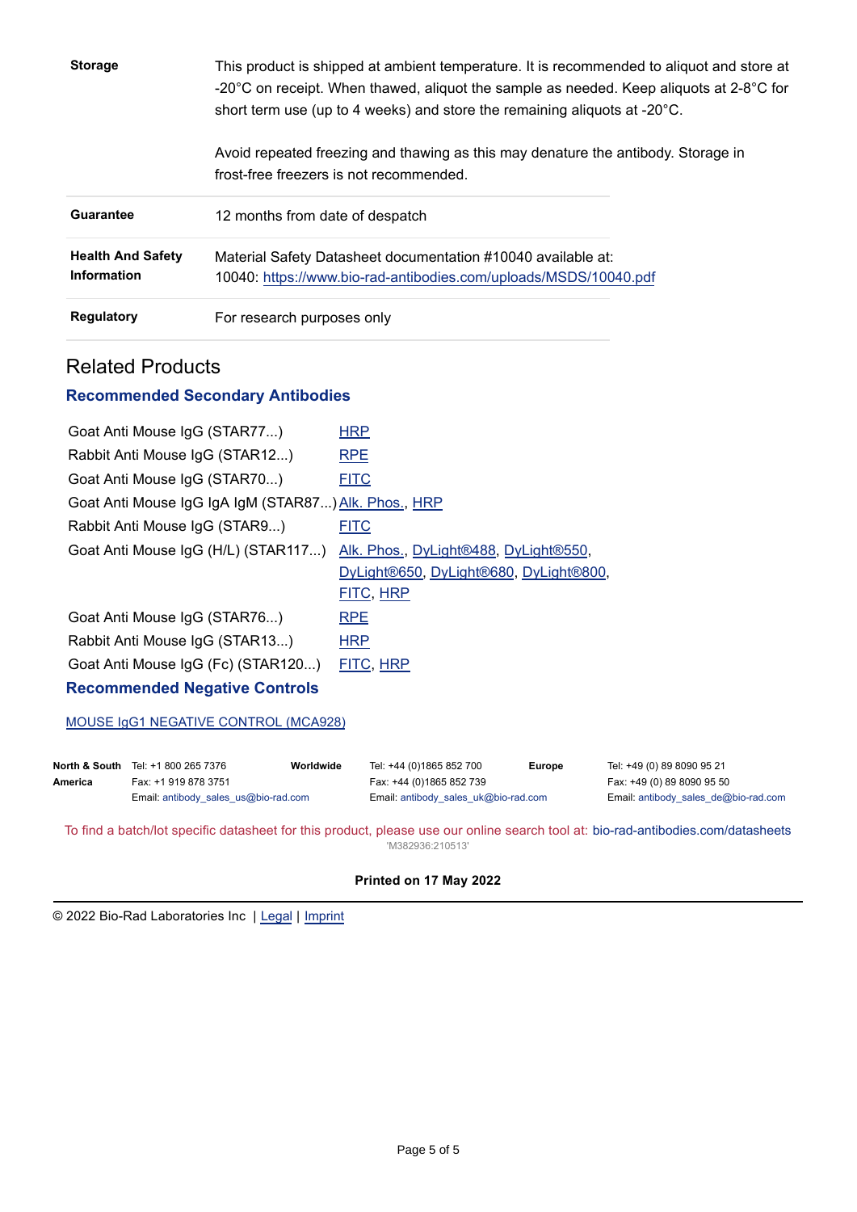| | |
|---|---|
| **Storage** | This product is shipped at ambient temperature. It is recommended to aliquot and store at -20°C on receipt. When thawed, aliquot the sample as needed. Keep aliquots at 2-8°C for short term use (up to 4 weeks) and store the remaining aliquots at -20°C.<br><br>Avoid repeated freezing and thawing as this may denature the antibody. Storage in frost-free freezers is not recommended. |
| **Guarantee** | 12 months from date of despatch |
| **Health And Safety Information** | Material Safety Datasheet documentation #10040 available at:<br>10040: https://www.bio-rad-antibodies.com/uploads/MSDS/10040.pdf |
| **Regulatory** | For research purposes only |

## Related Products

### Recommended Secondary Antibodies

| | |
|---|---|
| Goat Anti Mouse IgG (STAR77...) | HRP |
| Rabbit Anti Mouse IgG (STAR12...) | RPE |
| Goat Anti Mouse IgG (STAR70...) | FITC |
| Goat Anti Mouse IgG IgA IgM (STAR87...) | Alk. Phos., HRP |
| Rabbit Anti Mouse IgG (STAR9...) | FITC |
| Goat Anti Mouse IgG (H/L) (STAR117...) | Alk. Phos., DyLight®488, DyLight®550, DyLight®650, DyLight®680, DyLight®800, FITC, HRP |
| Goat Anti Mouse IgG (STAR76...) | RPE |
| Rabbit Anti Mouse IgG (STAR13...) | HRP |
| Goat Anti Mouse IgG (Fc) (STAR120...) | FITC, HRP |

### Recommended Negative Controls

MOUSE IgG1 NEGATIVE CONTROL (MCA928)

| | | |
|---|---|---|
| **North & South America** | **Worldwide** | **Europe** |
| Tel: +1 800 265 7376<br>Fax: +1 919 878 3751<br>Email: antibody_sales_us@bio-rad.com | Tel: +44 (0)1865 852 700<br>Fax: +44 (0)1865 852 739<br>Email: antibody_sales_uk@bio-rad.com | Tel: +49 (0) 89 8090 95 21<br>Fax: +49 (0) 89 8090 95 50<br>Email: antibody_sales_de@bio-rad.com |

To find a batch/lot specific datasheet for this product, please use our online search tool at: bio-rad-antibodies.com/datasheets

'M382936:210513'

**Printed on 17 May 2022**

© 2022 Bio-Rad Laboratories Inc | Legal | Imprint